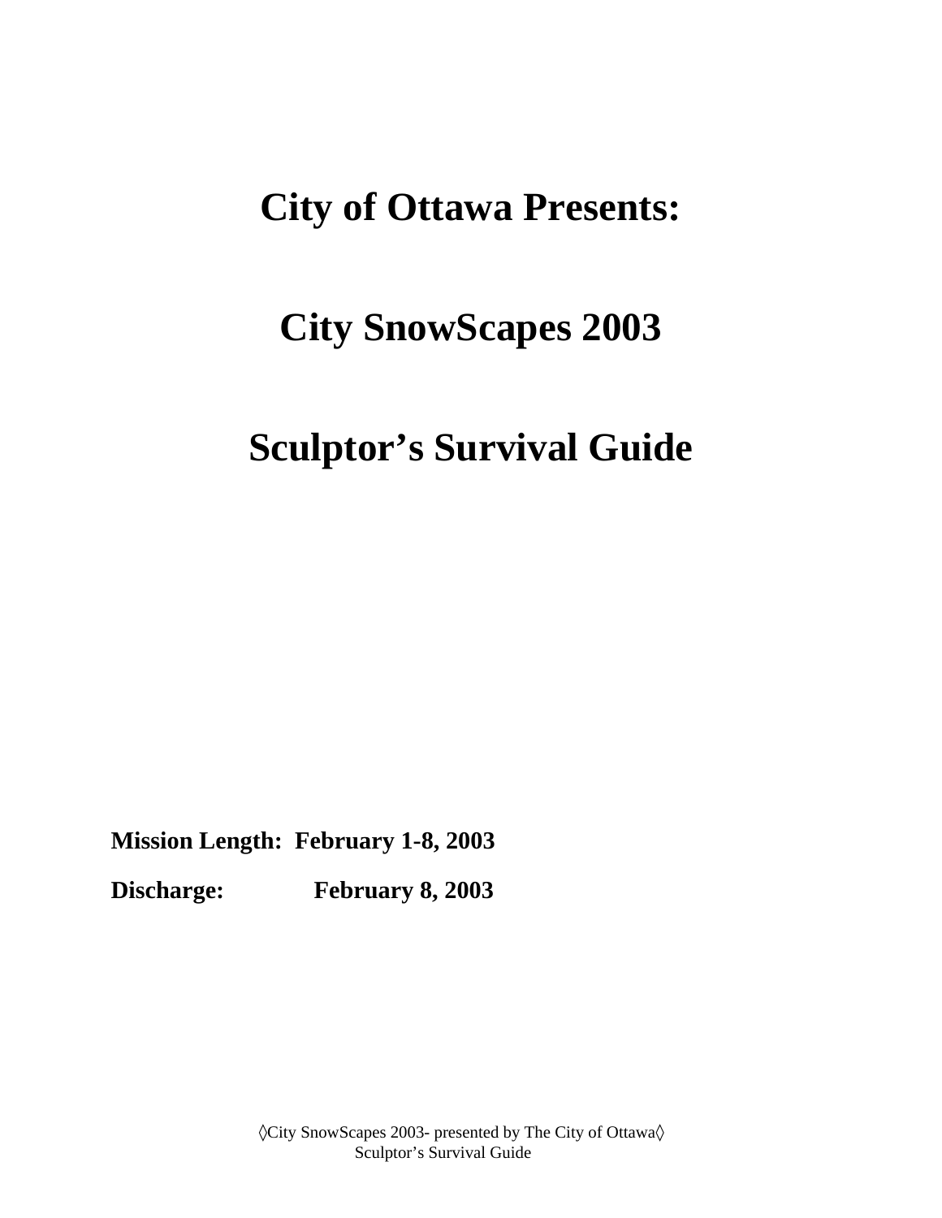# City of Ottawa Presents:

# City SnowScapes 2003

# Sculptor's Survival Guide

**Mission Length: February 1-8, 2003**

**Discharge: February 8, 2003**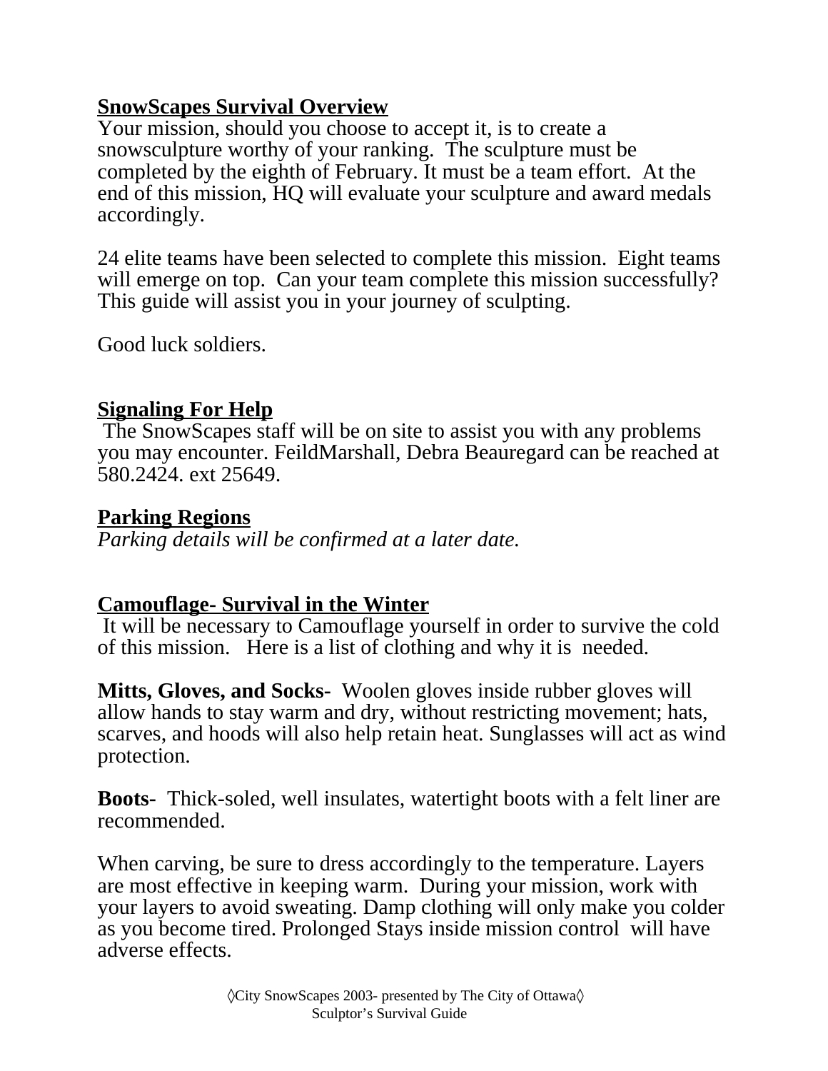## SnowScapes Survival Overview

Your mission, should you choose to accept it, is to create a snowsculpture worthy of your ranking. The sculpture must be completed by the eighth of February. It must be a team effort. At the end of this mission, HQ will evaluate your sculpture and award medals accordingly.

24 elite teams have been selected to complete this mission. Eight teams will emerge on top. Can your team complete this mission successfully? This guide will assist you in your journey of sculpting.

Good luck soldiers.

## Signaling For Help

The SnowScapes staff will be on site to assist you with any problems you may encounter. FeildMarshall, Debra Beauregard can be reached at 580.2424. ext 25649.

## Parking Regions

*Parking details will be confirmed at a later date.*

## Camouflage- Survival in the Winter

It will be necessary to Camouflage yourself in order to survive the cold of this mission. Here is a list of clothing and why it is needed.

**Mitts, Gloves, and Socks-** Woolen gloves inside rubber gloves will allow hands to stay warm and dry, without restricting movement; hats, scarves, and hoods will also help retain heat. Sunglasses will act as wind protection.

**Boots-** Thick-soled, well insulates, watertight boots with a felt liner are recommended.

When carving, be sure to dress accordingly to the temperature. Layers are most effective in keeping warm. During your mission, work with your layers to avoid sweating. Damp clothing will only make you colder as you become tired. Prolonged Stays inside mission control will have adverse effects.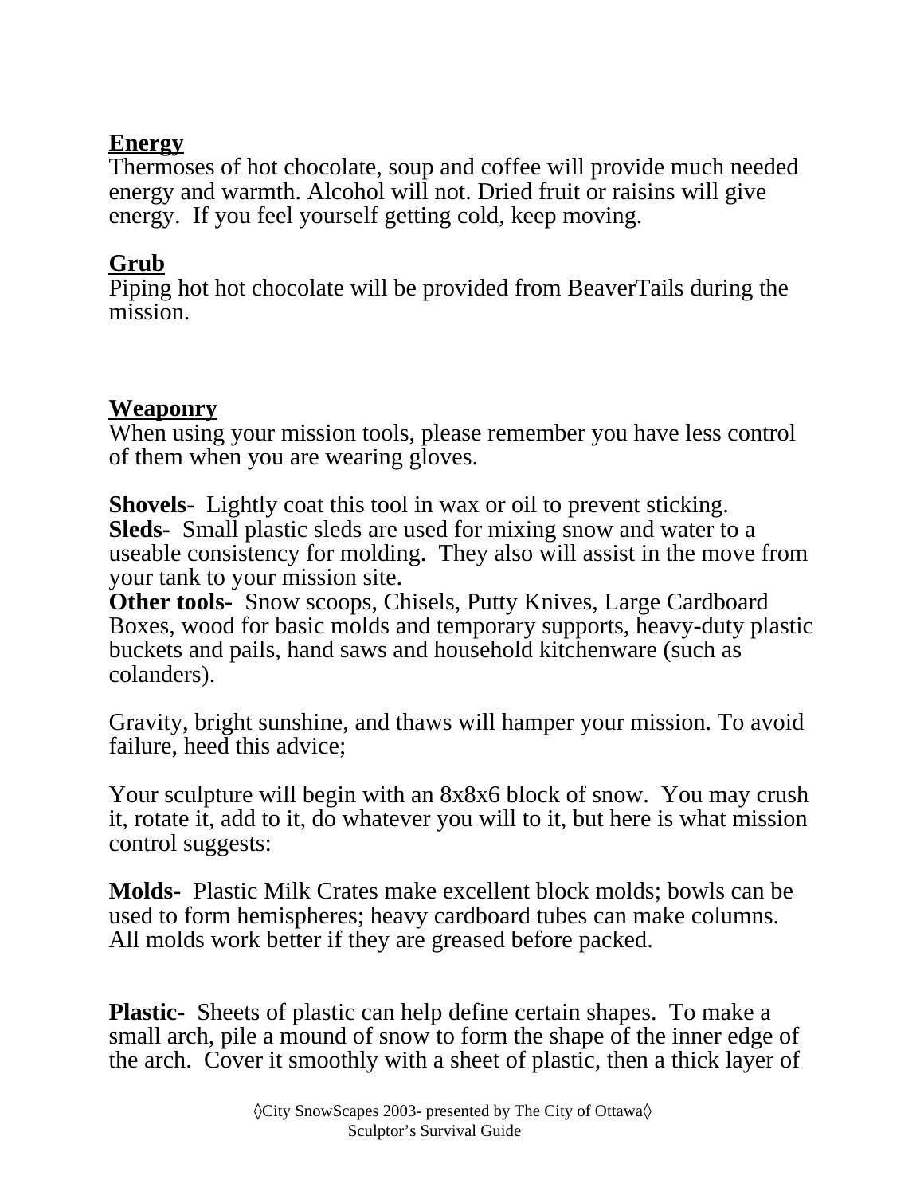## Energy

Thermoses of hot chocolate, soup and coffee will provide much needed energy and warmth. Alcohol will not. Dried fruit or raisins will give energy. If you feel yourself getting cold, keep moving.

## Grub

Piping hot hot chocolate will be provided from BeaverTails during the mission.

## Weaponry

When using your mission tools, please remember you have less control of them when you are wearing gloves.

**Shovels-** Lightly coat this tool in wax or oil to prevent sticking.
**Sleds-** Small plastic sleds are used for mixing snow and water to a useable consistency for molding. They also will assist in the move from your tank to your mission site.
**Other tools-** Snow scoops, Chisels, Putty Knives, Large Cardboard Boxes, wood for basic molds and temporary supports, heavy-duty plastic buckets and pails, hand saws and household kitchenware (such as colanders).

Gravity, bright sunshine, and thaws will hamper your mission. To avoid failure, heed this advice;

Your sculpture will begin with an 8x8x6 block of snow. You may crush it, rotate it, add to it, do whatever you will to it, but here is what mission control suggests:

**Molds-** Plastic Milk Crates make excellent block molds; bowls can be used to form hemispheres; heavy cardboard tubes can make columns. All molds work better if they are greased before packed.

**Plastic-** Sheets of plastic can help define certain shapes. To make a small arch, pile a mound of snow to form the shape of the inner edge of the arch. Cover it smoothly with a sheet of plastic, then a thick layer of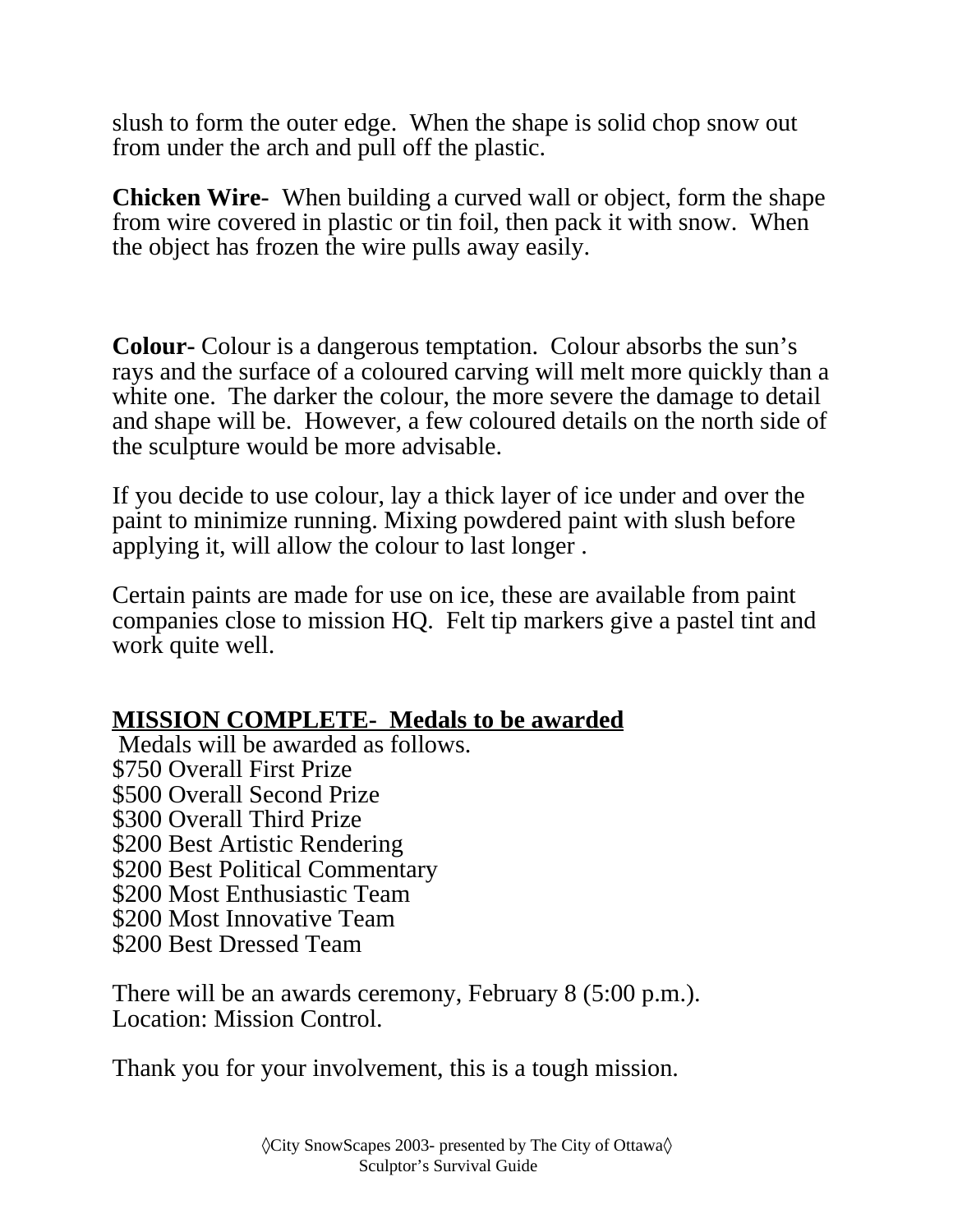slush to form the outer edge. When the shape is solid chop snow out from under the arch and pull off the plastic.

**Chicken Wire-** When building a curved wall or object, form the shape from wire covered in plastic or tin foil, then pack it with snow. When the object has frozen the wire pulls away easily.

**Colour-** Colour is a dangerous temptation. Colour absorbs the sun's rays and the surface of a coloured carving will melt more quickly than a white one. The darker the colour, the more severe the damage to detail and shape will be. However, a few coloured details on the north side of the sculpture would be more advisable.

If you decide to use colour, lay a thick layer of ice under and over the paint to minimize running. Mixing powdered paint with slush before applying it, will allow the colour to last longer .

Certain paints are made for use on ice, these are available from paint companies close to mission HQ. Felt tip markers give a pastel tint and work quite well.

**MISSION COMPLETE- Medals to be awarded**

Medals will be awarded as follows.
$750 Overall First Prize
$500 Overall Second Prize
$300 Overall Third Prize
$200 Best Artistic Rendering
$200 Best Political Commentary
$200 Most Enthusiastic Team
$200 Most Innovative Team
$200 Best Dressed Team

There will be an awards ceremony, February 8 (5:00 p.m.).
Location: Mission Control.

Thank you for your involvement, this is a tough mission.